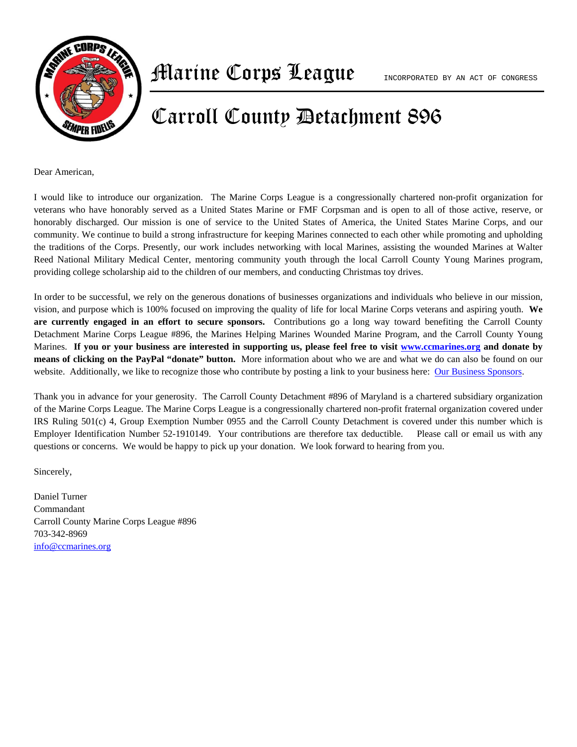# Marine Corps League

INCORPORATED BY AN ACT OF CONGRESS

## Carroll County Detachment 896

Dear American,

I would like to introduce our organization. The Marine Corps League is a congressionally chartered non-profit organization for veterans who have honorably served as a United States Marine or FMF Corpsman and is open to all of those active, reserve, or honorably discharged. Our mission is one of service to the United States of America, the United States Marine Corps, and our community. We continue to build a strong infrastructure for keeping Marines connected to each other while promoting and upholding the traditions of the Corps. Presently, our work includes networking with local Marines, assisting the wounded Marines at Walter Reed National Military Medical Center, mentoring community youth through the local Carroll County Young Marines program, providing college scholarship aid to the children of our members, and conducting Christmas toy drives.

In order to be successful, we rely on the generous donations of businesses organizations and individuals who believe in our mission, vision, and purpose which is 100% focused on improving the quality of life for local Marine Corps veterans and aspiring youth. **We are currently engaged in an effort to secure sponsors.** Contributions go a long way toward benefiting the Carroll County Detachment Marine Corps League #896, the Marines Helping Marines Wounded Marine Program, and the Carroll County Young Marines. **If you or your business are interested in supporting us, please feel free to visit [www.ccmarines.org](http://www.ccmarines.org) and donate by means of clicking on the PayPal "donate" button.** More information about who we are and what we do can also be found on our website. Additionally, we like to recognize those who contribute by posting a link to your business here: Our Business Sponsors.

Thank you in advance for your generosity. The Carroll County Detachment #896 of Maryland is a chartered subsidiary organization of the Marine Corps League. The Marine Corps League is a congressionally chartered non-profit fraternal organization covered under IRS Ruling 501(c) 4, Group Exemption Number 0955 and the Carroll County Detachment is covered under this number which is Employer Identification Number 52-1910149. Your contributions are therefore tax deductible. Please call or email us with any questions or concerns. We would be happy to pick up your donation. We look forward to hearing from you.

Sincerely,

Daniel Turner
Commandant
Carroll County Marine Corps League #896
703-342-8969
info@ccmarines.org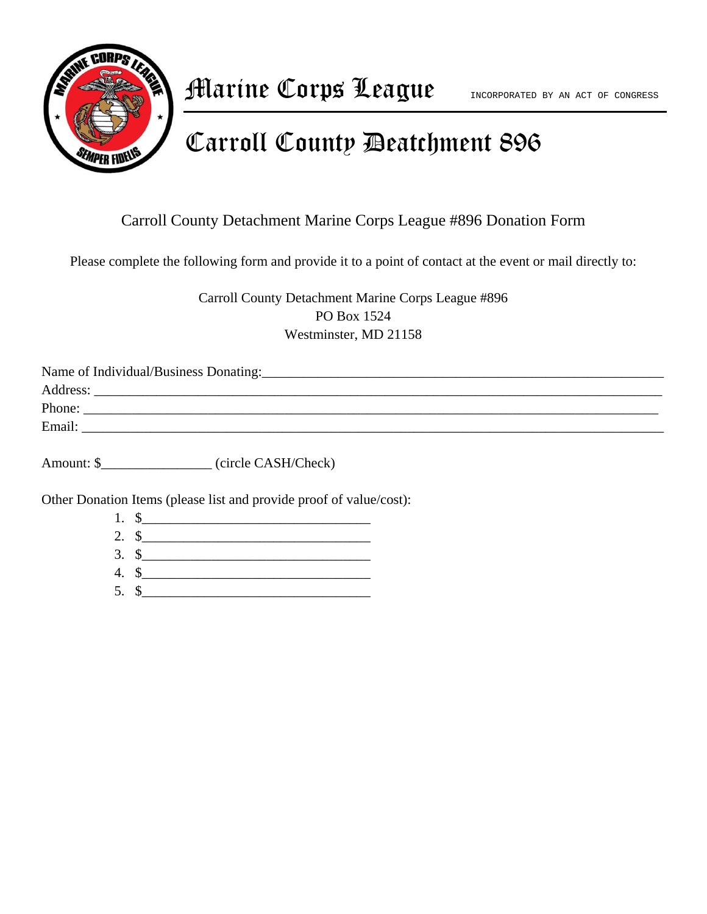# Marine Corps League

INCORPORATED BY AN ACT OF CONGRESS

## Carroll County Deatchment 896

Carroll County Detachment Marine Corps League #896 Donation Form

Please complete the following form and provide it to a point of contact at the event or mail directly to:

Carroll County Detachment Marine Corps League #896
PO Box 1524
Westminster, MD 21158

Name of Individual/Business Donating:______________________________________________________________
Address: ______________________________________________________________________________
Phone: ________________________________________________________________________________
Email: ________________________________________________________________________________

Amount: $________________ (circle CASH/Check)

Other Donation Items (please list and provide proof of value/cost):

1. $_________________________________
2. $_________________________________
3. $_________________________________
4. $_________________________________
5. $_________________________________